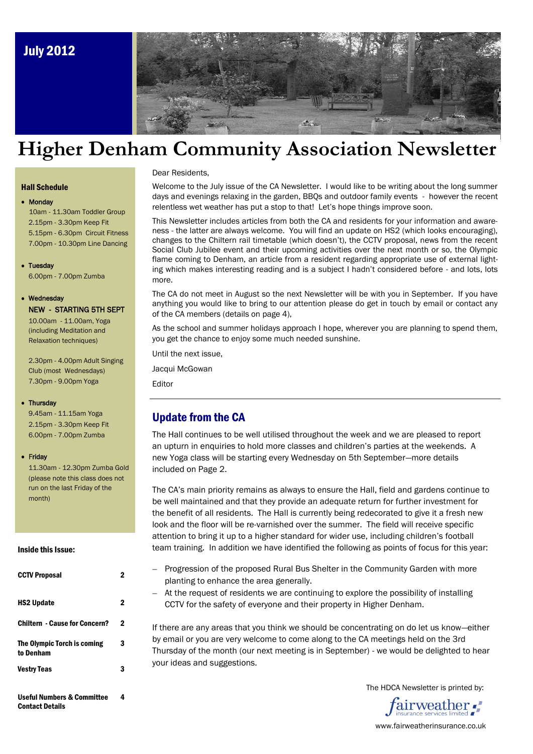July 2012

# Higher Denham Community Association Newsletter

### Hall Schedule

- **Monday**
  10am - 11.30am Toddler Group
  2.15pm - 3.30pm Keep Fit
  5.15pm - 6.30pm Circuit Fitness
  7.00pm - 10.30pm Line Dancing

- **Tuesday**
  6.00pm - 7.00pm Zumba

- **Wednesday**
  NEW - STARTING 5TH SEPT
  10.00am - 11.00am, Yoga (including Meditation and Relaxation techniques)

  2.30pm - 4.00pm Adult Singing Club (most Wednesdays)
  7.30pm - 9.00pm Yoga

- **Thursday**
  9.45am - 11.15am Yoga
  2.15pm - 3.30pm Keep Fit
  6.00pm - 7.00pm Zumba

- **Friday**
  11.30am - 12.30pm Zumba Gold (please note this class does not run on the last Friday of the month)

### Inside this Issue:

| | |
|---|---|
| **CCTV Proposal** | 2 |
| **HS2 Update** | 2 |
| **Chiltern - Cause for Concern?** | 2 |
| **The Olympic Torch is coming to Denham** | 3 |
| **Vestry Teas** | 3 |
| **Useful Numbers & Committee Contact Details** | 4 |

Dear Residents,

Welcome to the July issue of the CA Newsletter. I would like to be writing about the long summer days and evenings relaxing in the garden, BBQs and outdoor family events - however the recent relentless wet weather has put a stop to that! Let's hope things improve soon.

This Newsletter includes articles from both the CA and residents for your information and awareness - the latter are always welcome. You will find an update on HS2 (which looks encouraging), changes to the Chiltern rail timetable (which doesn't), the CCTV proposal, news from the recent Social Club Jubilee event and their upcoming activities over the next month or so, the Olympic flame coming to Denham, an article from a resident regarding appropriate use of external lighting which makes interesting reading and is a subject I hadn't considered before - and lots, lots more.

The CA do not meet in August so the next Newsletter will be with you in September. If you have anything you would like to bring to our attention please do get in touch by email or contact any of the CA members (details on page 4),

As the school and summer holidays approach I hope, wherever you are planning to spend them, you get the chance to enjoy some much needed sunshine.

Until the next issue,

Jacqui McGowan

Editor

## Update from the CA

The Hall continues to be well utilised throughout the week and we are pleased to report an upturn in enquiries to hold more classes and children's parties at the weekends. A new Yoga class will be starting every Wednesday on 5th September—more details included on Page 2.

The CA's main priority remains as always to ensure the Hall, field and gardens continue to be well maintained and that they provide an adequate return for further investment for the benefit of all residents. The Hall is currently being redecorated to give it a fresh new look and the floor will be re-varnished over the summer. The field will receive specific attention to bring it up to a higher standard for wider use, including children's football team training. In addition we have identified the following as points of focus for this year:

- Progression of the proposed Rural Bus Shelter in the Community Garden with more planting to enhance the area generally.
- At the request of residents we are continuing to explore the possibility of installing CCTV for the safety of everyone and their property in Higher Denham.

If there are any areas that you think we should be concentrating on do let us know—either by email or you are very welcome to come along to the CA meetings held on the 3rd Thursday of the month (our next meeting is in September) - we would be delighted to hear your ideas and suggestions.

The HDCA Newsletter is printed by:

fairweather insurance services limited

www.fairweatherinsurance.co.uk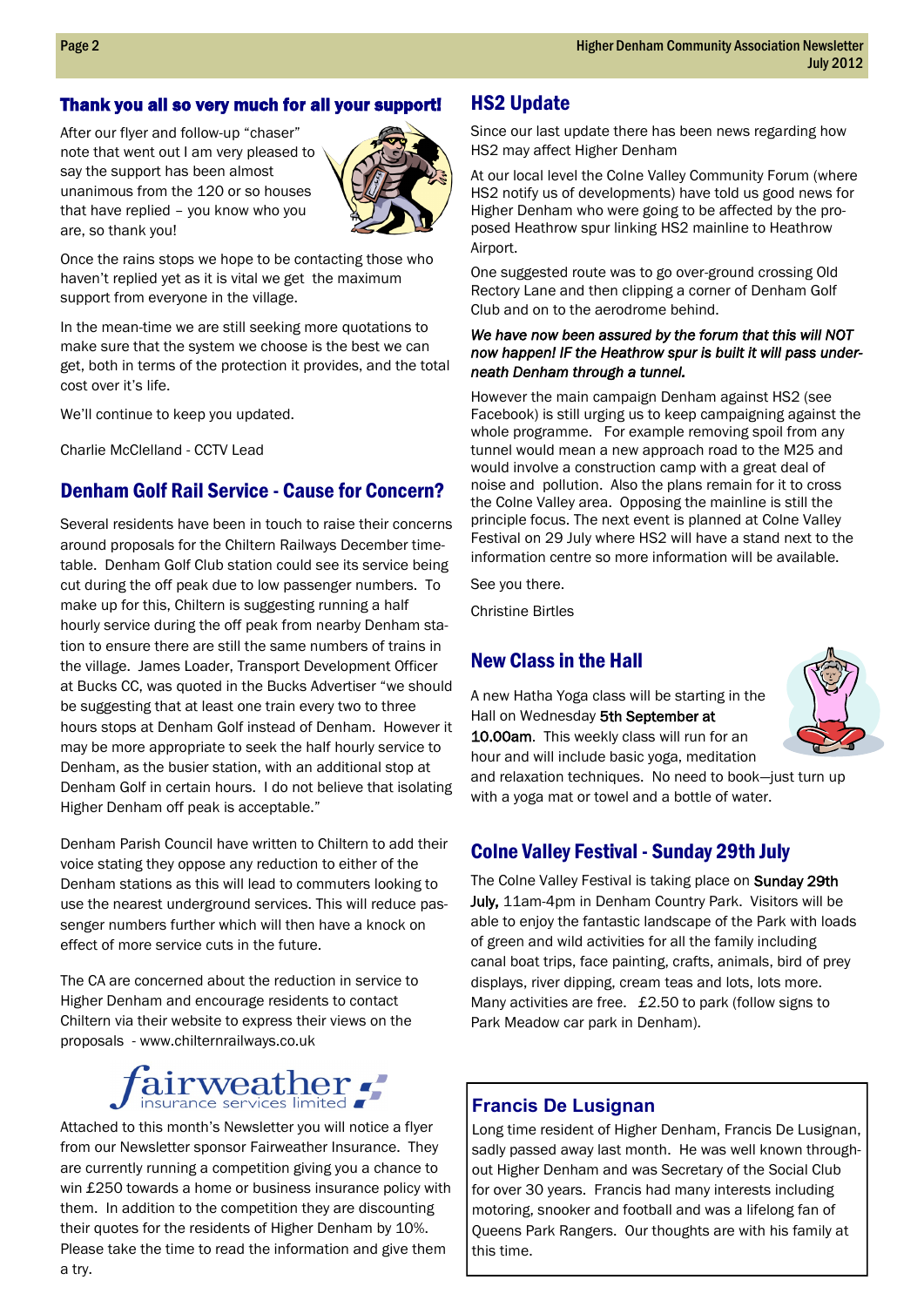## Thank you all so very much for all your support!

After our flyer and follow-up "chaser" note that went out I am very pleased to say the support has been almost unanimous from the 120 or so houses that have replied – you know who you are, so thank you!

Once the rains stops we hope to be contacting those who haven't replied yet as it is vital we get the maximum support from everyone in the village.

In the mean-time we are still seeking more quotations to make sure that the system we choose is the best we can get, both in terms of the protection it provides, and the total cost over it's life.

We'll continue to keep you updated.

Charlie McClelland - CCTV Lead

## Denham Golf Rail Service - Cause for Concern?

Several residents have been in touch to raise their concerns around proposals for the Chiltern Railways December timetable. Denham Golf Club station could see its service being cut during the off peak due to low passenger numbers. To make up for this, Chiltern is suggesting running a half hourly service during the off peak from nearby Denham station to ensure there are still the same numbers of trains in the village. James Loader, Transport Development Officer at Bucks CC, was quoted in the Bucks Advertiser "we should be suggesting that at least one train every two to three hours stops at Denham Golf instead of Denham. However it may be more appropriate to seek the half hourly service to Denham, as the busier station, with an additional stop at Denham Golf in certain hours. I do not believe that isolating Higher Denham off peak is acceptable."

Denham Parish Council have written to Chiltern to add their voice stating they oppose any reduction to either of the Denham stations as this will lead to commuters looking to use the nearest underground services. This will reduce passenger numbers further which will then have a knock on effect of more service cuts in the future.

The CA are concerned about the reduction in service to Higher Denham and encourage residents to contact Chiltern via their website to express their views on the proposals - www.chilternrailways.co.uk

fairweather insurance services limited

Attached to this month's Newsletter you will notice a flyer from our Newsletter sponsor Fairweather Insurance. They are currently running a competition giving you a chance to win £250 towards a home or business insurance policy with them. In addition to the competition they are discounting their quotes for the residents of Higher Denham by 10%. Please take the time to read the information and give them a try.

## HS2 Update

Since our last update there has been news regarding how HS2 may affect Higher Denham

At our local level the Colne Valley Community Forum (where HS2 notify us of developments) have told us good news for Higher Denham who were going to be affected by the proposed Heathrow spur linking HS2 mainline to Heathrow Airport.

One suggested route was to go over-ground crossing Old Rectory Lane and then clipping a corner of Denham Golf Club and on to the aerodrome behind.

***We have now been assured by the forum that this will NOT now happen! IF the Heathrow spur is built it will pass underneath Denham through a tunnel.***

However the main campaign Denham against HS2 (see Facebook) is still urging us to keep campaigning against the whole programme. For example removing spoil from any tunnel would mean a new approach road to the M25 and would involve a construction camp with a great deal of noise and pollution. Also the plans remain for it to cross the Colne Valley area. Opposing the mainline is still the principle focus. The next event is planned at Colne Valley Festival on 29 July where HS2 will have a stand next to the information centre so more information will be available.

See you there.

Christine Birtles

## New Class in the Hall

A new Hatha Yoga class will be starting in the Hall on Wednesday **5th September at 10.00am**. This weekly class will run for an hour and will include basic yoga, meditation and relaxation techniques. No need to book—just turn up with a yoga mat or towel and a bottle of water.

## Colne Valley Festival - Sunday 29th July

The Colne Valley Festival is taking place on **Sunday 29th July,** 11am-4pm in Denham Country Park. Visitors will be able to enjoy the fantastic landscape of the Park with loads of green and wild activities for all the family including canal boat trips, face painting, crafts, animals, bird of prey displays, river dipping, cream teas and lots, lots more. Many activities are free. £2.50 to park (follow signs to Park Meadow car park in Denham).

## Francis De Lusignan

Long time resident of Higher Denham, Francis De Lusignan, sadly passed away last month. He was well known throughout Higher Denham and was Secretary of the Social Club for over 30 years. Francis had many interests including motoring, snooker and football and was a lifelong fan of Queens Park Rangers. Our thoughts are with his family at this time.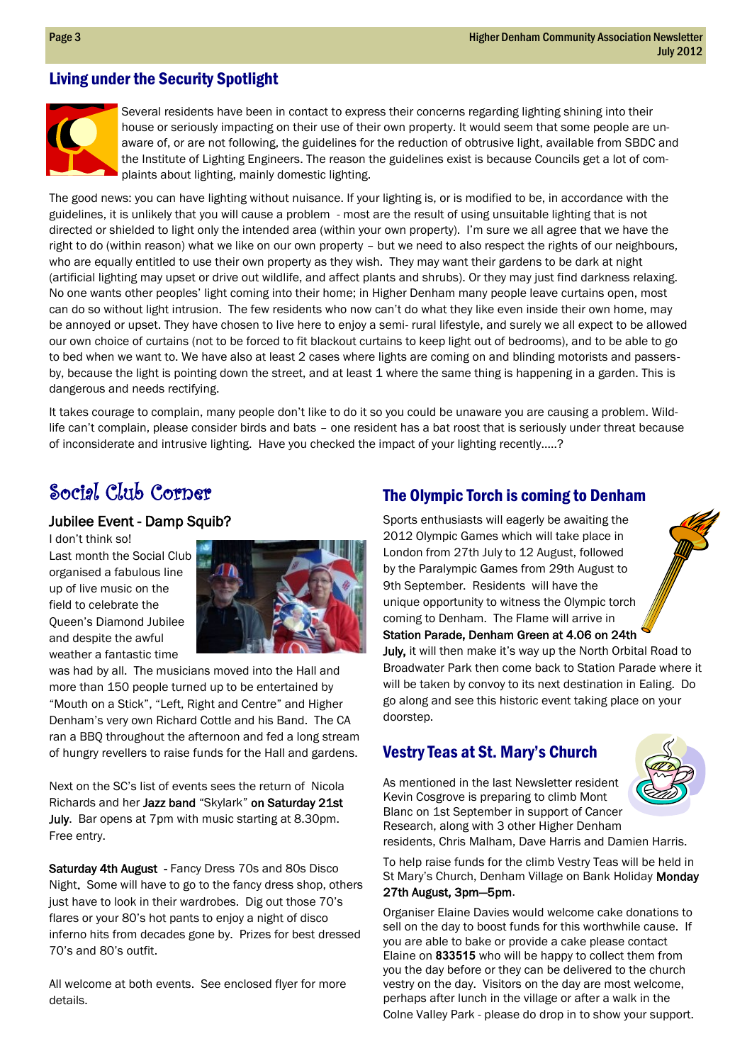## Living under the Security Spotlight

Several residents have been in contact to express their concerns regarding lighting shining into their house or seriously impacting on their use of their own property. It would seem that some people are unaware of, or are not following, the guidelines for the reduction of obtrusive light, available from SBDC and the Institute of Lighting Engineers. The reason the guidelines exist is because Councils get a lot of complaints about lighting, mainly domestic lighting.

The good news: you can have lighting without nuisance. If your lighting is, or is modified to be, in accordance with the guidelines, it is unlikely that you will cause a problem - most are the result of using unsuitable lighting that is not directed or shielded to light only the intended area (within your own property). I'm sure we all agree that we have the right to do (within reason) what we like on our own property – but we need to also respect the rights of our neighbours, who are equally entitled to use their own property as they wish. They may want their gardens to be dark at night (artificial lighting may upset or drive out wildlife, and affect plants and shrubs). Or they may just find darkness relaxing. No one wants other peoples' light coming into their home; in Higher Denham many people leave curtains open, most can do so without light intrusion. The few residents who now can't do what they like even inside their own home, may be annoyed or upset. They have chosen to live here to enjoy a semi- rural lifestyle, and surely we all expect to be allowed our own choice of curtains (not to be forced to fit blackout curtains to keep light out of bedrooms), and to be able to go to bed when we want to. We have also at least 2 cases where lights are coming on and blinding motorists and passers-by, because the light is pointing down the street, and at least 1 where the same thing is happening in a garden. This is dangerous and needs rectifying.

It takes courage to complain, many people don't like to do it so you could be unaware you are causing a problem. Wildlife can't complain, please consider birds and bats – one resident has a bat roost that is seriously under threat because of inconsiderate and intrusive lighting. Have you checked the impact of your lighting recently…..?

## Social Club Corner

### Jubilee Event - Damp Squib?

I don't think so!

Last month the Social Club organised a fabulous line up of live music on the field to celebrate the Queen's Diamond Jubilee and despite the awful weather a fantastic time was had by all. The musicians moved into the Hall and more than 150 people turned up to be entertained by "Mouth on a Stick", "Left, Right and Centre" and Higher Denham's very own Richard Cottle and his Band. The CA ran a BBQ throughout the afternoon and fed a long stream of hungry revellers to raise funds for the Hall and gardens.

Next on the SC's list of events sees the return of Nicola Richards and her **Jazz band** "Skylark" **on Saturday 21st July**. Bar opens at 7pm with music starting at 8.30pm. Free entry.

**Saturday 4th August** - Fancy Dress 70s and 80s Disco Night**.** Some will have to go to the fancy dress shop, others just have to look in their wardrobes. Dig out those 70's flares or your 80's hot pants to enjoy a night of disco inferno hits from decades gone by. Prizes for best dressed 70's and 80's outfit.

All welcome at both events. See enclosed flyer for more details.

## The Olympic Torch is coming to Denham

Sports enthusiasts will eagerly be awaiting the 2012 Olympic Games which will take place in London from 27th July to 12 August, followed by the Paralympic Games from 29th August to 9th September. Residents will have the unique opportunity to witness the Olympic torch coming to Denham. The Flame will arrive in **Station Parade, Denham Green at 4.06 on 24th July,** it will then make it's way up the North Orbital Road to Broadwater Park then come back to Station Parade where it will be taken by convoy to its next destination in Ealing. Do go along and see this historic event taking place on your doorstep.

## Vestry Teas at St. Mary's Church

As mentioned in the last Newsletter resident Kevin Cosgrove is preparing to climb Mont Blanc on 1st September in support of Cancer Research, along with 3 other Higher Denham residents, Chris Malham, Dave Harris and Damien Harris.

To help raise funds for the climb Vestry Teas will be held in St Mary's Church, Denham Village on Bank Holiday **Monday 27th August, 3pm—5pm**.

Organiser Elaine Davies would welcome cake donations to sell on the day to boost funds for this worthwhile cause. If you are able to bake or provide a cake please contact Elaine on **833515** who will be happy to collect them from you the day before or they can be delivered to the church vestry on the day. Visitors on the day are most welcome, perhaps after lunch in the village or after a walk in the Colne Valley Park - please do drop in to show your support.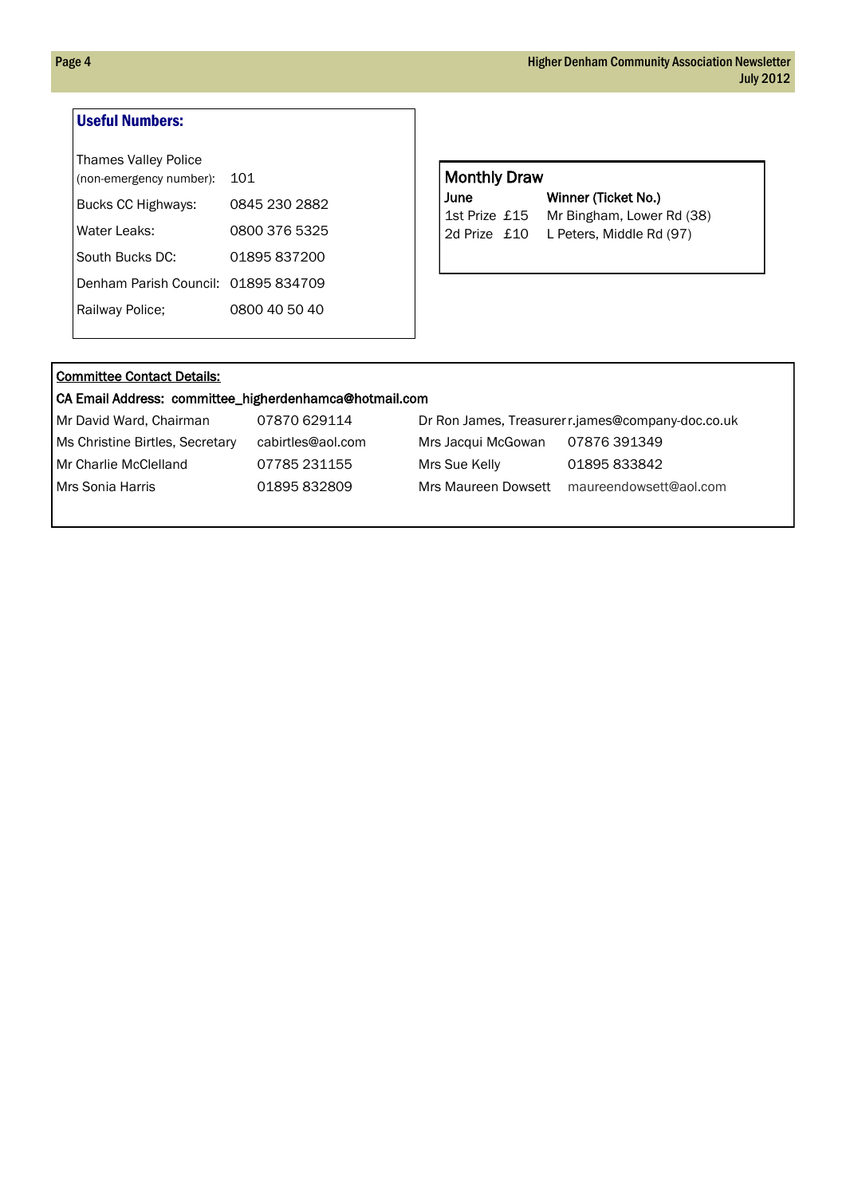## Useful Numbers:

| | |
|---|---|
| Thames Valley Police (non-emergency number): | 101 |
| Bucks CC Highways: | 0845 230 2882 |
| Water Leaks: | 0800 376 5325 |
| South Bucks DC: | 01895 837200 |
| Denham Parish Council: | 01895 834709 |
| Railway Police; | 0800 40 50 40 |

## Monthly Draw

| June | Winner (Ticket No.) |
|---|---|
| 1st Prize £15 | Mr Bingham, Lower Rd (38) |
| 2d Prize £10 | L Peters, Middle Rd (97) |

**Committee Contact Details:**

**CA Email Address: committee_higherdenhamca@hotmail.com**

| | | | |
|---|---|---|---|
| Mr David Ward, Chairman | 07870 629114 | Dr Ron James, Treasurer | r.james@company-doc.co.uk |
| Ms Christine Birtles, Secretary | cabirtles@aol.com | Mrs Jacqui McGowan | 07876 391349 |
| Mr Charlie McClelland | 07785 231155 | Mrs Sue Kelly | 01895 833842 |
| Mrs Sonia Harris | 01895 832809 | Mrs Maureen Dowsett | maureendowsett@aol.com |